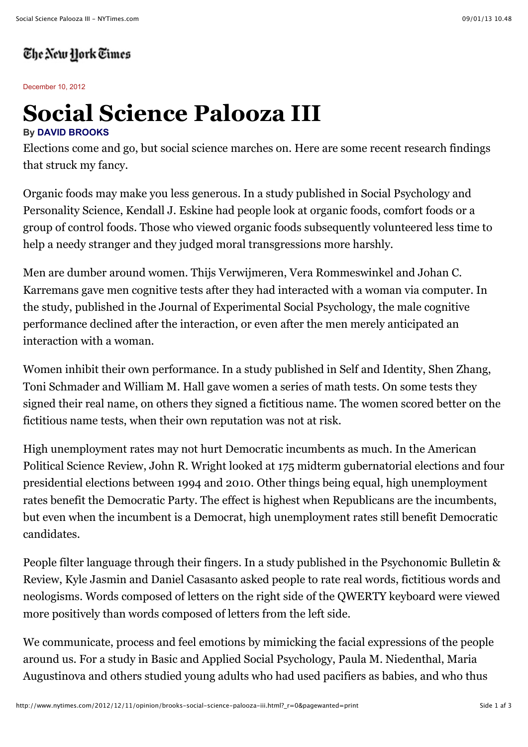The New York Times

December 10, 2012

# Social Science Palooza III

**By DAVID BROOKS**

Elections come and go, but social science marches on. Here are some recent research findings that struck my fancy.

Organic foods may make you less generous. In a study published in Social Psychology and Personality Science, Kendall J. Eskine had people look at organic foods, comfort foods or a group of control foods. Those who viewed organic foods subsequently volunteered less time to help a needy stranger and they judged moral transgressions more harshly.

Men are dumber around women. Thijs Verwijmeren, Vera Rommeswinkel and Johan C. Karremans gave men cognitive tests after they had interacted with a woman via computer. In the study, published in the Journal of Experimental Social Psychology, the male cognitive performance declined after the interaction, or even after the men merely anticipated an interaction with a woman.

Women inhibit their own performance. In a study published in Self and Identity, Shen Zhang, Toni Schmader and William M. Hall gave women a series of math tests. On some tests they signed their real name, on others they signed a fictitious name. The women scored better on the fictitious name tests, when their own reputation was not at risk.

High unemployment rates may not hurt Democratic incumbents as much. In the American Political Science Review, John R. Wright looked at 175 midterm gubernatorial elections and four presidential elections between 1994 and 2010. Other things being equal, high unemployment rates benefit the Democratic Party. The effect is highest when Republicans are the incumbents, but even when the incumbent is a Democrat, high unemployment rates still benefit Democratic candidates.

People filter language through their fingers. In a study published in the Psychonomic Bulletin & Review, Kyle Jasmin and Daniel Casasanto asked people to rate real words, fictitious words and neologisms. Words composed of letters on the right side of the QWERTY keyboard were viewed more positively than words composed of letters from the left side.

We communicate, process and feel emotions by mimicking the facial expressions of the people around us. For a study in Basic and Applied Social Psychology, Paula M. Niedenthal, Maria Augustinova and others studied young adults who had used pacifiers as babies, and who thus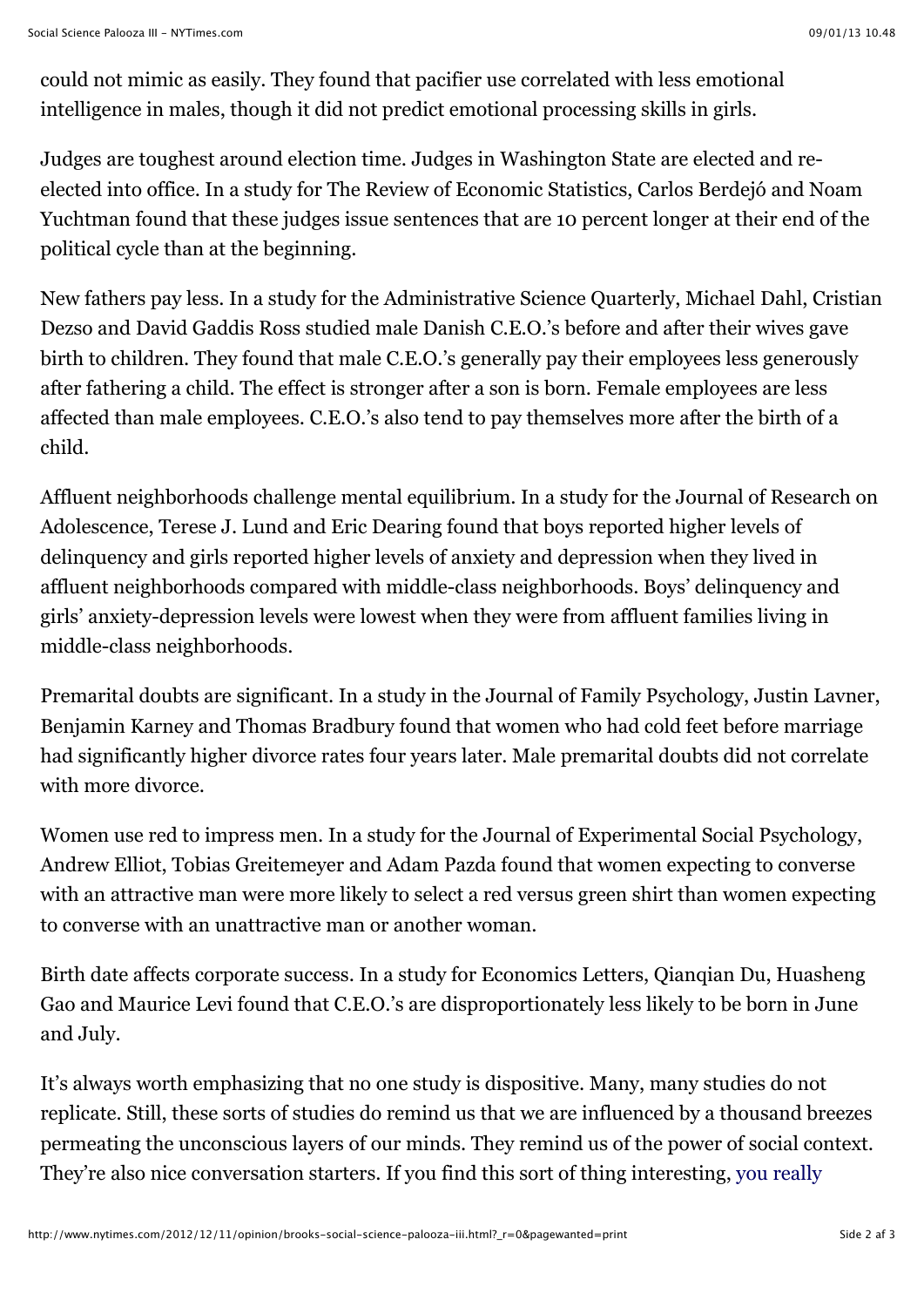could not mimic as easily. They found that pacifier use correlated with less emotional intelligence in males, though it did not predict emotional processing skills in girls.

Judges are toughest around election time. Judges in Washington State are elected and re-elected into office. In a study for The Review of Economic Statistics, Carlos Berdejó and Noam Yuchtman found that these judges issue sentences that are 10 percent longer at their end of the political cycle than at the beginning.

New fathers pay less. In a study for the Administrative Science Quarterly, Michael Dahl, Cristian Dezso and David Gaddis Ross studied male Danish C.E.O.'s before and after their wives gave birth to children. They found that male C.E.O.'s generally pay their employees less generously after fathering a child. The effect is stronger after a son is born. Female employees are less affected than male employees. C.E.O.'s also tend to pay themselves more after the birth of a child.

Affluent neighborhoods challenge mental equilibrium. In a study for the Journal of Research on Adolescence, Terese J. Lund and Eric Dearing found that boys reported higher levels of delinquency and girls reported higher levels of anxiety and depression when they lived in affluent neighborhoods compared with middle-class neighborhoods. Boys' delinquency and girls' anxiety-depression levels were lowest when they were from affluent families living in middle-class neighborhoods.

Premarital doubts are significant. In a study in the Journal of Family Psychology, Justin Lavner, Benjamin Karney and Thomas Bradbury found that women who had cold feet before marriage had significantly higher divorce rates four years later. Male premarital doubts did not correlate with more divorce.

Women use red to impress men. In a study for the Journal of Experimental Social Psychology, Andrew Elliot, Tobias Greitemeyer and Adam Pazda found that women expecting to converse with an attractive man were more likely to select a red versus green shirt than women expecting to converse with an unattractive man or another woman.

Birth date affects corporate success. In a study for Economics Letters, Qianqian Du, Huasheng Gao and Maurice Levi found that C.E.O.'s are disproportionately less likely to be born in June and July.

It's always worth emphasizing that no one study is dispositive. Many, many studies do not replicate. Still, these sorts of studies do remind us that we are influenced by a thousand breezes permeating the unconscious layers of our minds. They remind us of the power of social context. They're also nice conversation starters. If you find this sort of thing interesting, you really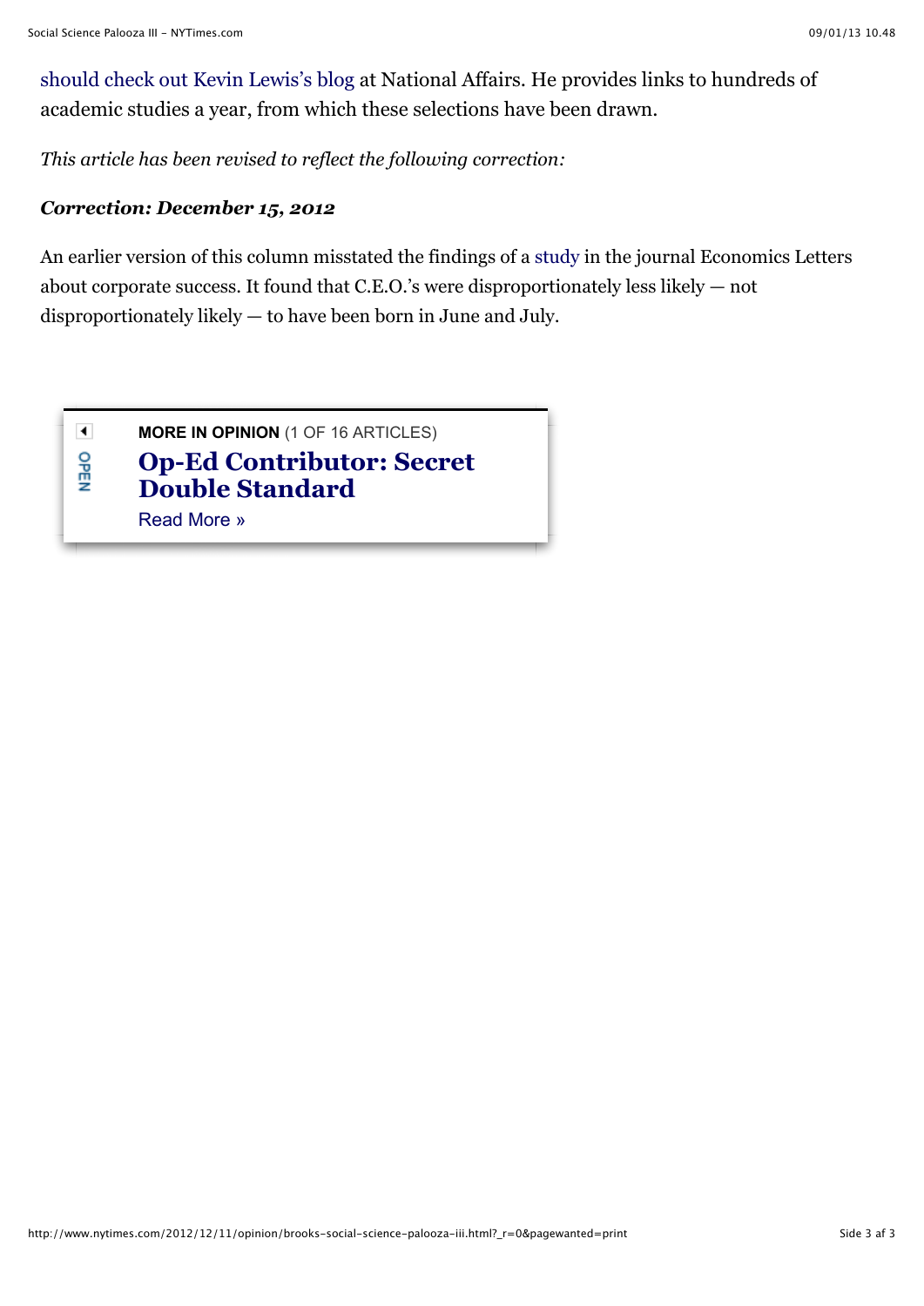should check out Kevin Lewis's blog at National Affairs. He provides links to hundreds of academic studies a year, from which these selections have been drawn.

*This article has been revised to reflect the following correction:*

***Correction: December 15, 2012***

An earlier version of this column misstated the findings of a study in the journal Economics Letters about corporate success. It found that C.E.O.'s were disproportionately less likely — not disproportionately likely — to have been born in June and July.

**MORE IN OPINION** (1 OF 16 ARTICLES)

**Op-Ed Contributor: Secret Double Standard**

Read More »